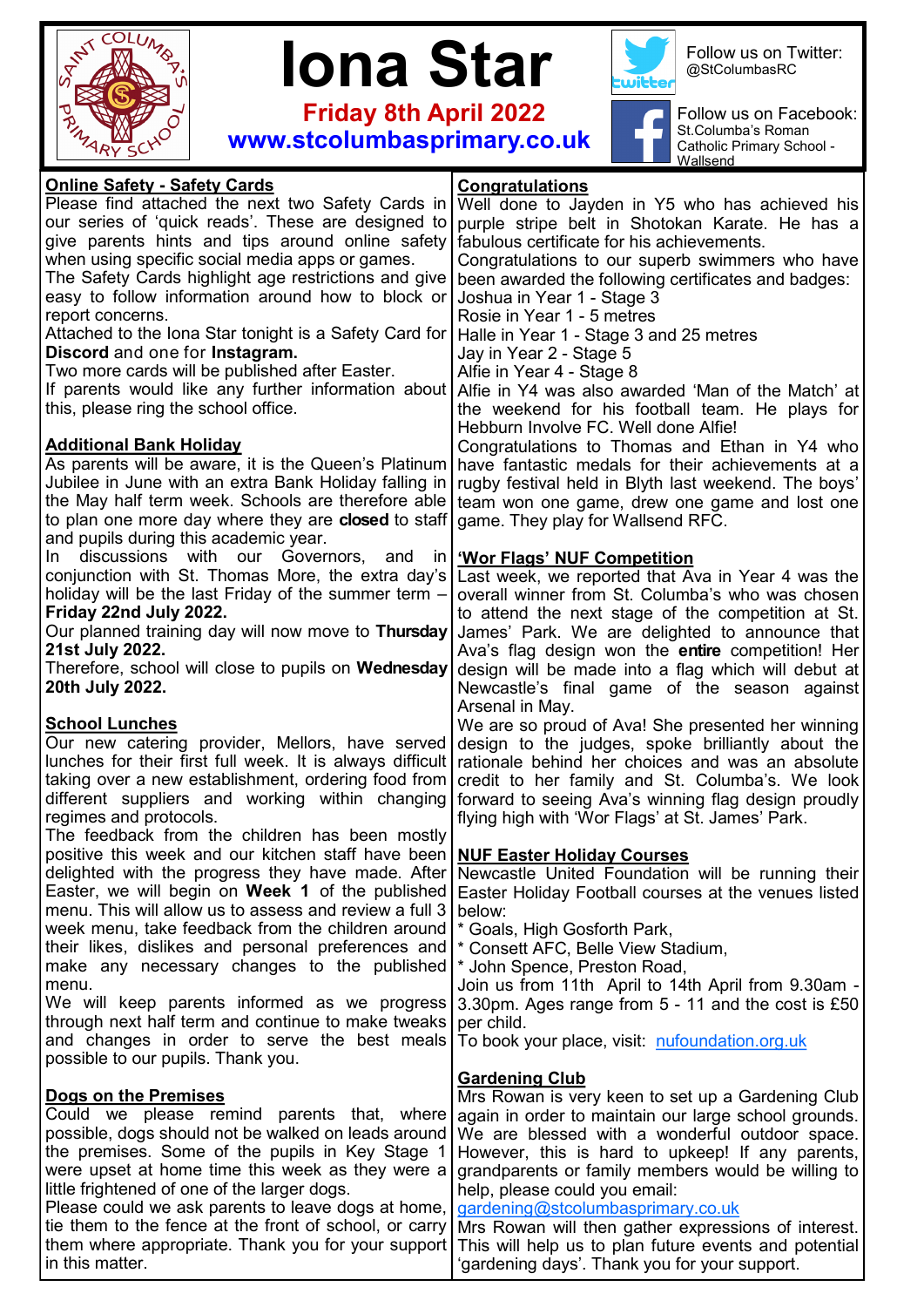# Iona Star

**Friday 8th April 2022**

**www.stcolumbasprimary.co.uk**

Follow us on Twitter: @StColumbasRC

Follow us on Facebook: St.Columba's Roman Catholic Primary School - Wallsend

## Online Safety - Safety Cards

Please find attached the next two Safety Cards in our series of 'quick reads'. These are designed to give parents hints and tips around online safety when using specific social media apps or games.

The Safety Cards highlight age restrictions and give easy to follow information around how to block or report concerns.

Attached to the Iona Star tonight is a Safety Card for **Discord** and one for **Instagram.**

Two more cards will be published after Easter.

If parents would like any further information about this, please ring the school office.

## Additional Bank Holiday

As parents will be aware, it is the Queen's Platinum Jubilee in June with an extra Bank Holiday falling in the May half term week. Schools are therefore able to plan one more day where they are **closed** to staff and pupils during this academic year.

In discussions with our Governors, and in conjunction with St. Thomas More, the extra day's holiday will be the last Friday of the summer term – **Friday 22nd July 2022.**

Our planned training day will now move to **Thursday 21st July 2022.**

Therefore, school will close to pupils on **Wednesday 20th July 2022.**

## School Lunches

Our new catering provider, Mellors, have served lunches for their first full week. It is always difficult taking over a new establishment, ordering food from different suppliers and working within changing regimes and protocols.

The feedback from the children has been mostly positive this week and our kitchen staff have been delighted with the progress they have made. After Easter, we will begin on **Week 1** of the published menu. This will allow us to assess and review a full 3 week menu, take feedback from the children around their likes, dislikes and personal preferences and make any necessary changes to the published menu.

We will keep parents informed as we progress through next half term and continue to make tweaks and changes in order to serve the best meals possible to our pupils. Thank you.

## Dogs on the Premises

Could we please remind parents that, where possible, dogs should not be walked on leads around the premises. Some of the pupils in Key Stage 1 were upset at home time this week as they were a little frightened of one of the larger dogs.

Please could we ask parents to leave dogs at home, tie them to the fence at the front of school, or carry them where appropriate. Thank you for your support in this matter.

## Congratulations

Well done to Jayden in Y5 who has achieved his purple stripe belt in Shotokan Karate. He has a fabulous certificate for his achievements.

Congratulations to our superb swimmers who have been awarded the following certificates and badges:

Joshua in Year 1 - Stage 3
Rosie in Year 1 - 5 metres
Halle in Year 1 - Stage 3 and 25 metres
Jay in Year 2 - Stage 5
Alfie in Year 4 - Stage 8

Alfie in Y4 was also awarded 'Man of the Match' at the weekend for his football team. He plays for Hebburn Involve FC. Well done Alfie!

Congratulations to Thomas and Ethan in Y4 who have fantastic medals for their achievements at a rugby festival held in Blyth last weekend. The boys' team won one game, drew one game and lost one game. They play for Wallsend RFC.

## 'Wor Flags' NUF Competition

Last week, we reported that Ava in Year 4 was the overall winner from St. Columba's who was chosen to attend the next stage of the competition at St. James' Park. We are delighted to announce that Ava's flag design won the **entire** competition! Her design will be made into a flag which will debut at Newcastle's final game of the season against Arsenal in May.

We are so proud of Ava! She presented her winning design to the judges, spoke brilliantly about the rationale behind her choices and was an absolute credit to her family and St. Columba's. We look forward to seeing Ava's winning flag design proudly flying high with 'Wor Flags' at St. James' Park.

## NUF Easter Holiday Courses

Newcastle United Foundation will be running their Easter Holiday Football courses at the venues listed below:

* Goals, High Gosforth Park,
* Consett AFC, Belle View Stadium,
* John Spence, Preston Road,

Join us from 11th April to 14th April from 9.30am - 3.30pm. Ages range from 5 - 11 and the cost is £50 per child.

To book your place, visit: nufoundation.org.uk

## Gardening Club

Mrs Rowan is very keen to set up a Gardening Club again in order to maintain our large school grounds. We are blessed with a wonderful outdoor space. However, this is hard to upkeep! If any parents, grandparents or family members would be willing to help, please could you email:

gardening@stcolumbasprimary.co.uk

Mrs Rowan will then gather expressions of interest. This will help us to plan future events and potential 'gardening days'. Thank you for your support.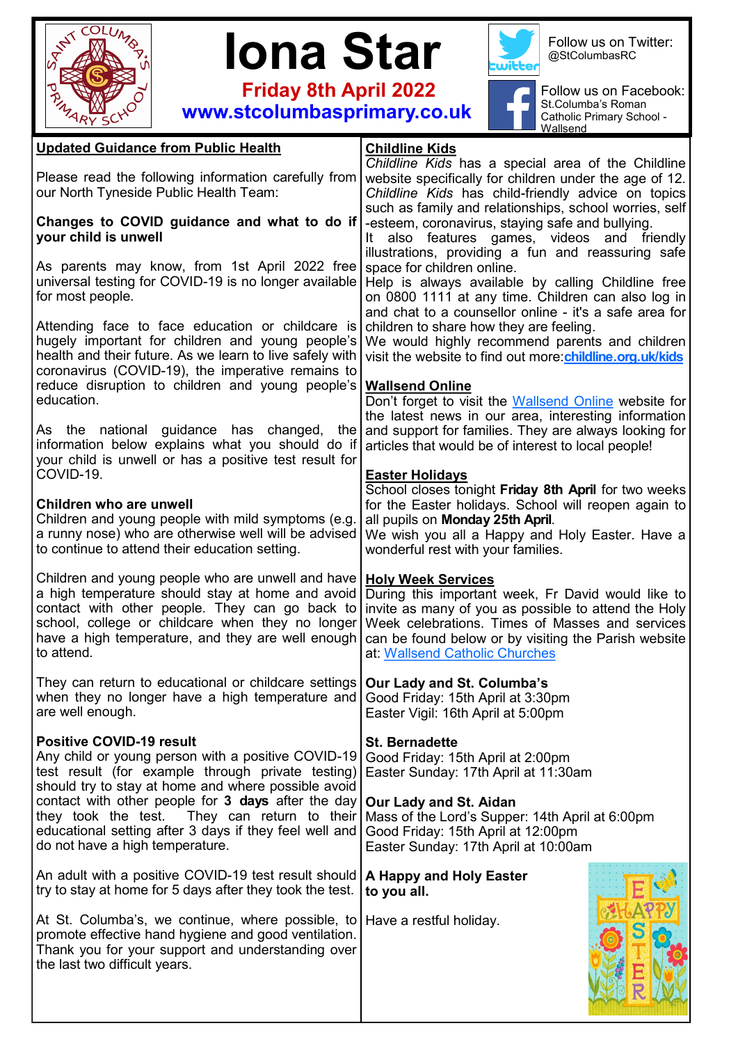# Iona Star

**Friday 8th April 2022**

**www.stcolumbasprimary.co.uk**

Follow us on Twitter: @StColumbasRC

Follow us on Facebook: St.Columba's Roman Catholic Primary School - Wallsend

## Updated Guidance from Public Health

Please read the following information carefully from our North Tyneside Public Health Team:

**Changes to COVID guidance and what to do if your child is unwell**

As parents may know, from 1st April 2022 free universal testing for COVID-19 is no longer available for most people.

Attending face to face education or childcare is hugely important for children and young people's health and their future. As we learn to live safely with coronavirus (COVID-19), the imperative remains to reduce disruption to children and young people's education.

As the national guidance has changed, the information below explains what you should do if your child is unwell or has a positive test result for COVID-19.

**Children who are unwell**

Children and young people with mild symptoms (e.g. a runny nose) who are otherwise well will be advised to continue to attend their education setting.

Children and young people who are unwell and have a high temperature should stay at home and avoid contact with other people. They can go back to school, college or childcare when they no longer have a high temperature, and they are well enough to attend.

They can return to educational or childcare settings when they no longer have a high temperature and are well enough.

**Positive COVID-19 result**

Any child or young person with a positive COVID-19 test result (for example through private testing) should try to stay at home and where possible avoid contact with other people for **3 days** after the day they took the test. They can return to their educational setting after 3 days if they feel well and do not have a high temperature.

An adult with a positive COVID-19 test result should try to stay at home for 5 days after they took the test.

At St. Columba's, we continue, where possible, to promote effective hand hygiene and good ventilation. Thank you for your support and understanding over the last two difficult years.

## Childline Kids

*Childline Kids* has a special area of the Childline website specifically for children under the age of 12. *Childline Kids* has child-friendly advice on topics such as family and relationships, school worries, self-esteem, coronavirus, staying safe and bullying.

It also features games, videos and friendly illustrations, providing a fun and reassuring safe space for children online.

Help is always available by calling Childline free on 0800 1111 at any time. Children can also log in and chat to a counsellor online - it's a safe area for children to share how they are feeling.

We would highly recommend parents and children visit the website to find out more: **childline.org.uk/kids**

## Wallsend Online

Don't forget to visit the Wallsend Online website for the latest news in our area, interesting information and support for families. They are always looking for articles that would be of interest to local people!

## Easter Holidays

School closes tonight **Friday 8th April** for two weeks for the Easter holidays. School will reopen again to all pupils on **Monday 25th April**.

We wish you all a Happy and Holy Easter. Have a wonderful rest with your families.

## Holy Week Services

During this important week, Fr David would like to invite as many of you as possible to attend the Holy Week celebrations. Times of Masses and services can be found below or by visiting the Parish website at: Wallsend Catholic Churches

**Our Lady and St. Columba's**
Good Friday: 15th April at 3:30pm
Easter Vigil: 16th April at 5:00pm

**St. Bernadette**
Good Friday: 15th April at 2:00pm
Easter Sunday: 17th April at 11:30am

**Our Lady and St. Aidan**
Mass of the Lord's Supper: 14th April at 6:00pm
Good Friday: 15th April at 12:00pm
Easter Sunday: 17th April at 10:00am

**A Happy and Holy Easter to you all.**

Have a restful holiday.